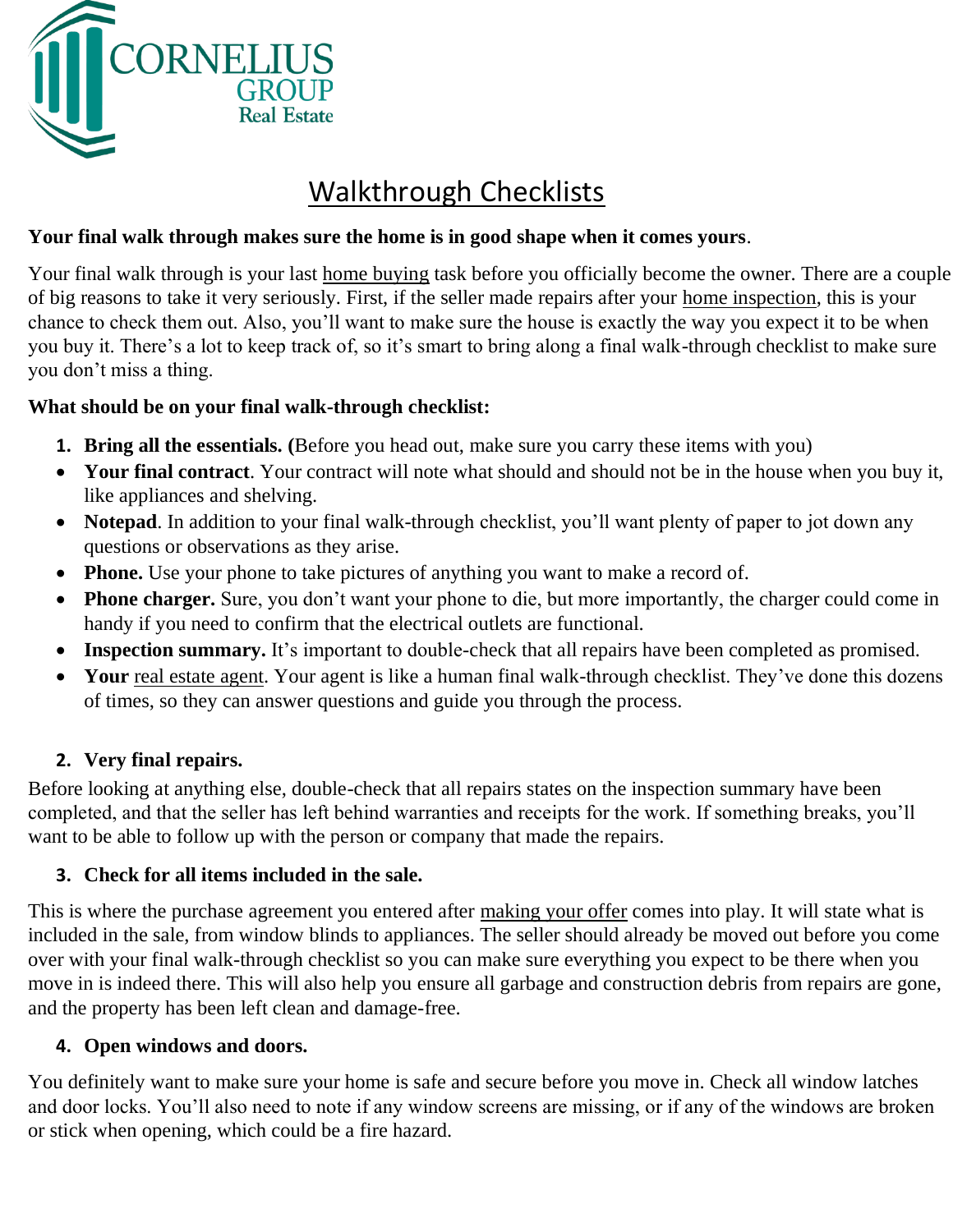CORNELIUS GROUP Real Estate

# Walkthrough Checklists

**Your final walk through makes sure the home is in good shape when it comes yours**.

Your final walk through is your last home buying task before you officially become the owner. There are a couple of big reasons to take it very seriously. First, if the seller made repairs after your home inspection, this is your chance to check them out. Also, you'll want to make sure the house is exactly the way you expect it to be when you buy it. There's a lot to keep track of, so it's smart to bring along a final walk-through checklist to make sure you don't miss a thing.

**What should be on your final walk-through checklist:**

1. **Bring all the essentials. (**Before you head out, make sure you carry these items with you)

- **Your final contract**. Your contract will note what should and should not be in the house when you buy it, like appliances and shelving.
- **Notepad**. In addition to your final walk-through checklist, you'll want plenty of paper to jot down any questions or observations as they arise.
- **Phone.** Use your phone to take pictures of anything you want to make a record of.
- **Phone charger.** Sure, you don't want your phone to die, but more importantly, the charger could come in handy if you need to confirm that the electrical outlets are functional.
- **Inspection summary.** It's important to double-check that all repairs have been completed as promised.
- **Your** real estate agent. Your agent is like a human final walk-through checklist. They've done this dozens of times, so they can answer questions and guide you through the process.

2. **Very final repairs.**

Before looking at anything else, double-check that all repairs states on the inspection summary have been completed, and that the seller has left behind warranties and receipts for the work. If something breaks, you'll want to be able to follow up with the person or company that made the repairs.

3. **Check for all items included in the sale.**

This is where the purchase agreement you entered after making your offer comes into play. It will state what is included in the sale, from window blinds to appliances. The seller should already be moved out before you come over with your final walk-through checklist so you can make sure everything you expect to be there when you move in is indeed there. This will also help you ensure all garbage and construction debris from repairs are gone, and the property has been left clean and damage-free.

4. **Open windows and doors.**

You definitely want to make sure your home is safe and secure before you move in. Check all window latches and door locks. You'll also need to note if any window screens are missing, or if any of the windows are broken or stick when opening, which could be a fire hazard.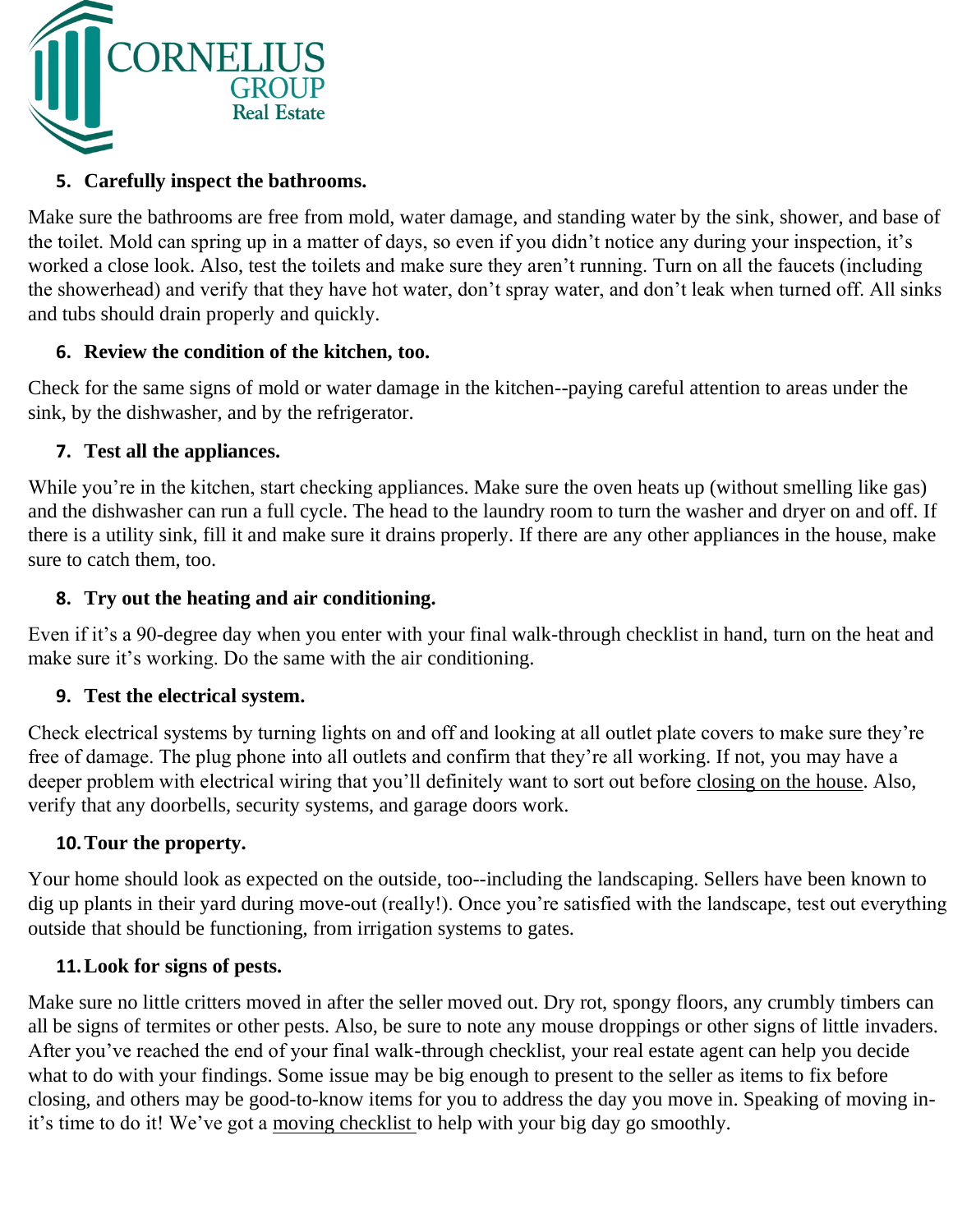CORNELIUS GROUP Real Estate

5. **Carefully inspect the bathrooms.**

Make sure the bathrooms are free from mold, water damage, and standing water by the sink, shower, and base of the toilet. Mold can spring up in a matter of days, so even if you didn't notice any during your inspection, it's worked a close look. Also, test the toilets and make sure they aren't running. Turn on all the faucets (including the showerhead) and verify that they have hot water, don't spray water, and don't leak when turned off. All sinks and tubs should drain properly and quickly.

6. **Review the condition of the kitchen, too.**

Check for the same signs of mold or water damage in the kitchen--paying careful attention to areas under the sink, by the dishwasher, and by the refrigerator.

7. **Test all the appliances.**

While you're in the kitchen, start checking appliances. Make sure the oven heats up (without smelling like gas) and the dishwasher can run a full cycle. The head to the laundry room to turn the washer and dryer on and off. If there is a utility sink, fill it and make sure it drains properly. If there are any other appliances in the house, make sure to catch them, too.

8. **Try out the heating and air conditioning.**

Even if it's a 90-degree day when you enter with your final walk-through checklist in hand, turn on the heat and make sure it's working. Do the same with the air conditioning.

9. **Test the electrical system.**

Check electrical systems by turning lights on and off and looking at all outlet plate covers to make sure they're free of damage. The plug phone into all outlets and confirm that they're all working. If not, you may have a deeper problem with electrical wiring that you'll definitely want to sort out before closing on the house. Also, verify that any doorbells, security systems, and garage doors work.

10. **Tour the property.**

Your home should look as expected on the outside, too--including the landscaping. Sellers have been known to dig up plants in their yard during move-out (really!). Once you're satisfied with the landscape, test out everything outside that should be functioning, from irrigation systems to gates.

11. **Look for signs of pests.**

Make sure no little critters moved in after the seller moved out. Dry rot, spongy floors, any crumbly timbers can all be signs of termites or other pests. Also, be sure to note any mouse droppings or other signs of little invaders. After you've reached the end of your final walk-through checklist, your real estate agent can help you decide what to do with your findings. Some issue may be big enough to present to the seller as items to fix before closing, and others may be good-to-know items for you to address the day you move in. Speaking of moving in-it's time to do it! We've got a moving checklist to help with your big day go smoothly.